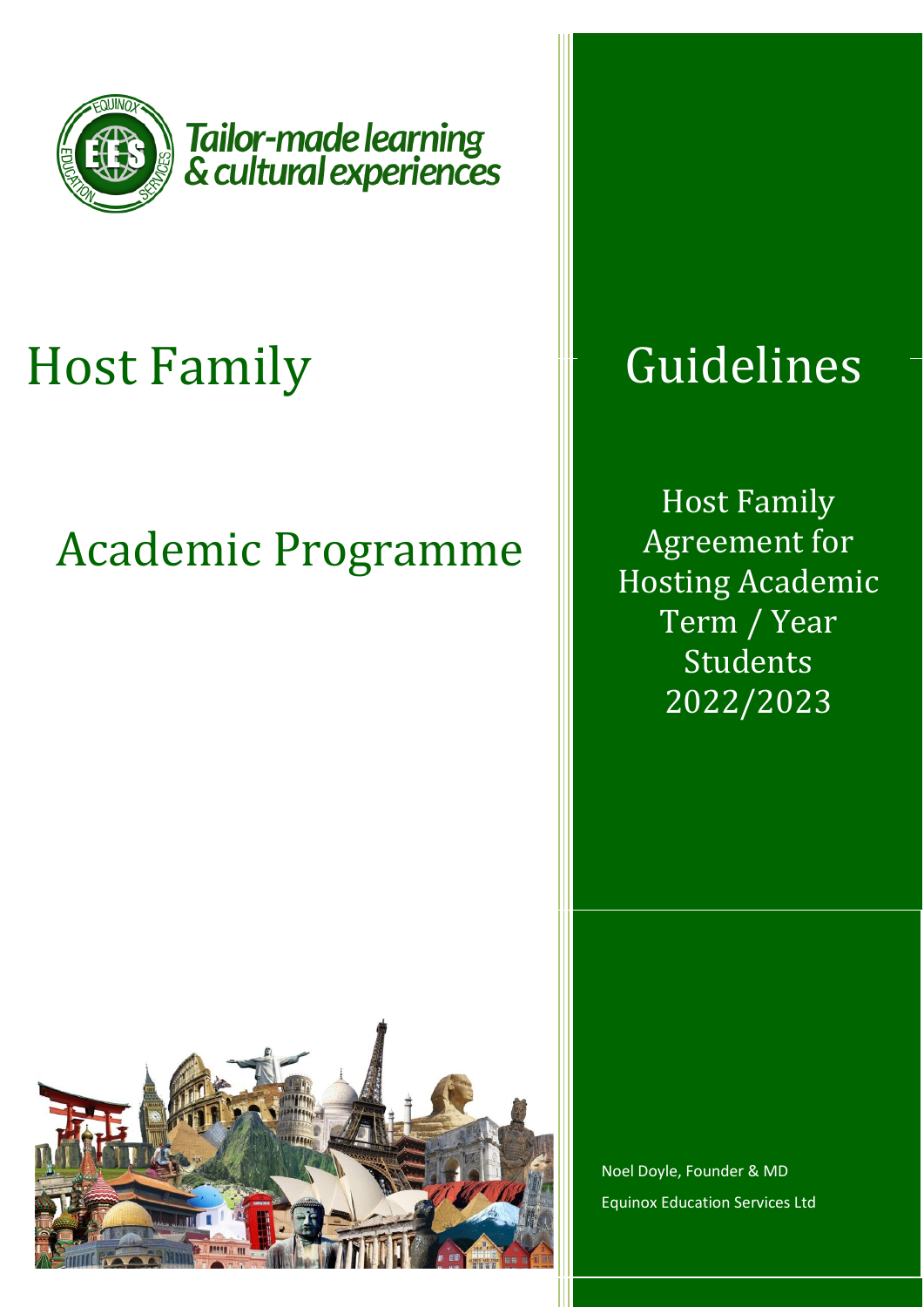Tailor-made learning & cultural experiences

# Host Family Guidelines

## Academic Programme

Host Family Agreement for Hosting Academic Term / Year Students 2022/2023

Noel Doyle, Founder & MD

Equinox Education Services Ltd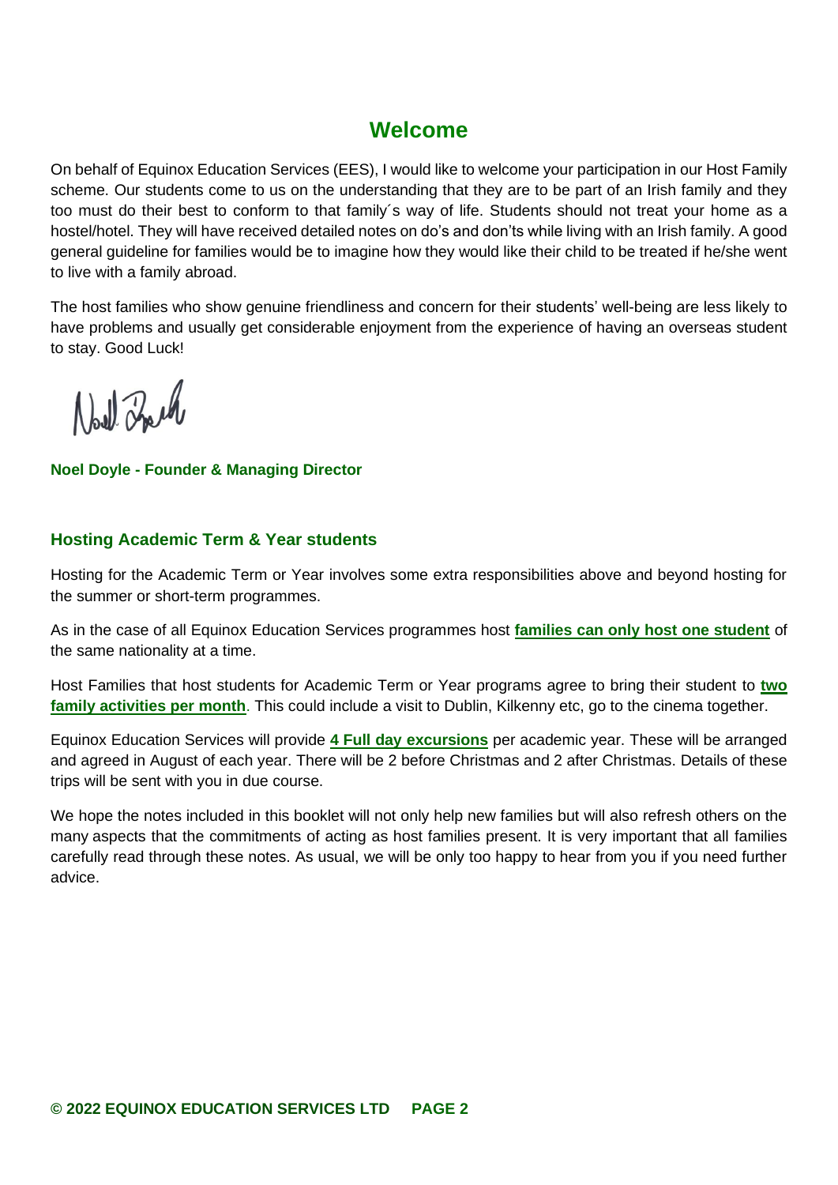# Welcome

On behalf of Equinox Education Services (EES), I would like to welcome your participation in our Host Family scheme. Our students come to us on the understanding that they are to be part of an Irish family and they too must do their best to conform to that family´s way of life. Students should not treat your home as a hostel/hotel. They will have received detailed notes on do's and don'ts while living with an Irish family. A good general guideline for families would be to imagine how they would like their child to be treated if he/she went to live with a family abroad.

The host families who show genuine friendliness and concern for their students' well-being are less likely to have problems and usually get considerable enjoyment from the experience of having an overseas student to stay. Good Luck!

**Noel Doyle - Founder & Managing Director**

## Hosting Academic Term & Year students

Hosting for the Academic Term or Year involves some extra responsibilities above and beyond hosting for the summer or short-term programmes.

As in the case of all Equinox Education Services programmes host **families can only host one student** of the same nationality at a time.

Host Families that host students for Academic Term or Year programs agree to bring their student to **two family activities per month**. This could include a visit to Dublin, Kilkenny etc, go to the cinema together.

Equinox Education Services will provide **4 Full day excursions** per academic year. These will be arranged and agreed in August of each year. There will be 2 before Christmas and 2 after Christmas. Details of these trips will be sent with you in due course.

We hope the notes included in this booklet will not only help new families but will also refresh others on the many aspects that the commitments of acting as host families present. It is very important that all families carefully read through these notes. As usual, we will be only too happy to hear from you if you need further advice.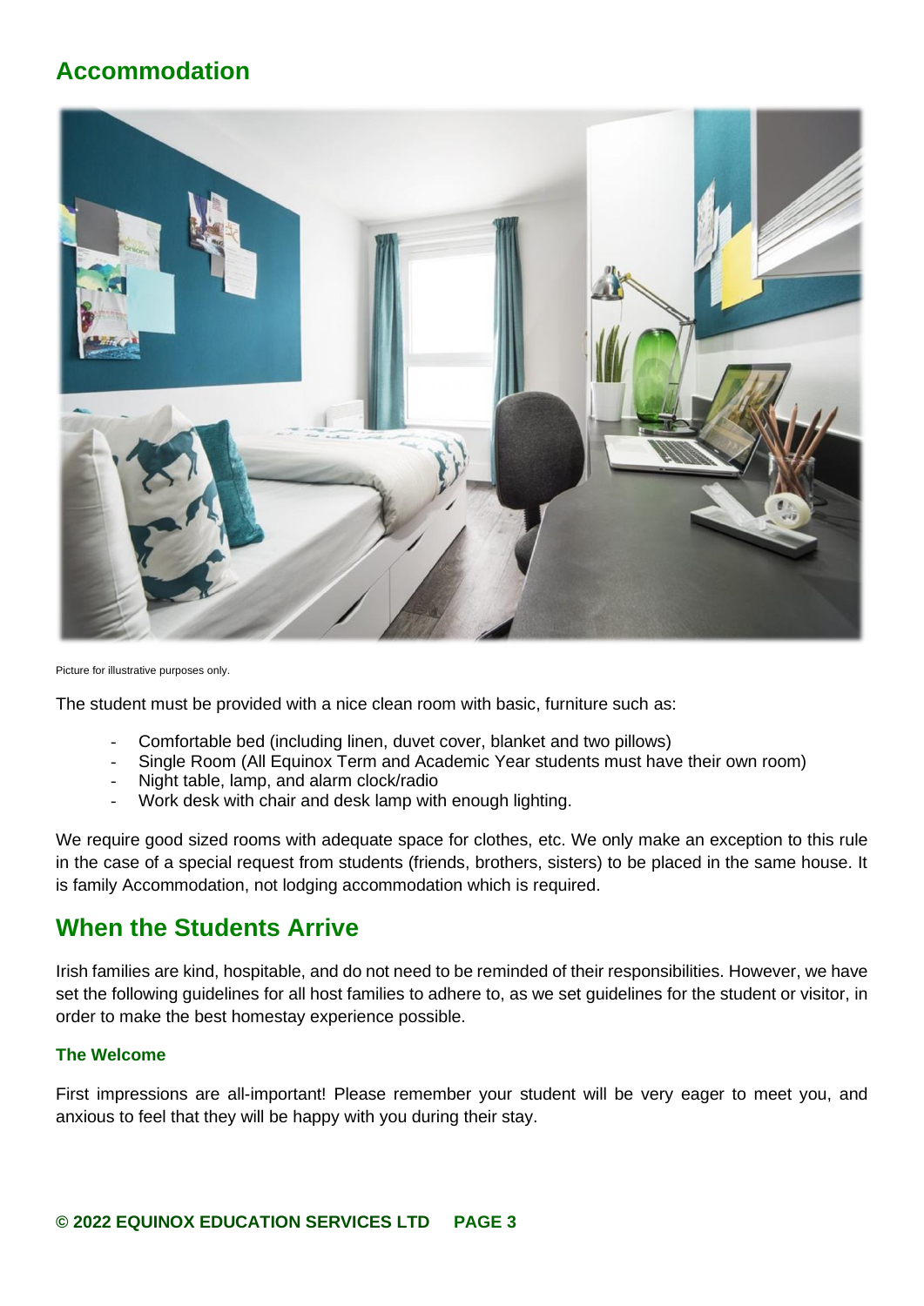## Accommodation

Picture for illustrative purposes only.

The student must be provided with a nice clean room with basic, furniture such as:

- Comfortable bed (including linen, duvet cover, blanket and two pillows)
- Single Room (All Equinox Term and Academic Year students must have their own room)
- Night table, lamp, and alarm clock/radio
- Work desk with chair and desk lamp with enough lighting.

We require good sized rooms with adequate space for clothes, etc. We only make an exception to this rule in the case of a special request from students (friends, brothers, sisters) to be placed in the same house. It is family Accommodation, not lodging accommodation which is required.

## When the Students Arrive

Irish families are kind, hospitable, and do not need to be reminded of their responsibilities. However, we have set the following guidelines for all host families to adhere to, as we set guidelines for the student or visitor, in order to make the best homestay experience possible.

### The Welcome

First impressions are all-important! Please remember your student will be very eager to meet you, and anxious to feel that they will be happy with you during their stay.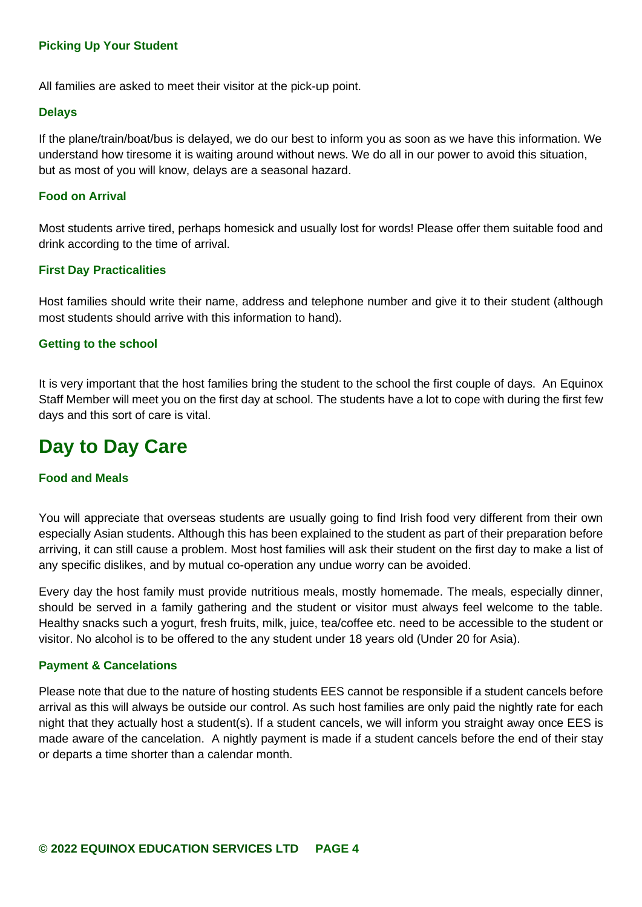### Picking Up Your Student

All families are asked to meet their visitor at the pick-up point.

### Delays

If the plane/train/boat/bus is delayed, we do our best to inform you as soon as we have this information. We understand how tiresome it is waiting around without news. We do all in our power to avoid this situation, but as most of you will know, delays are a seasonal hazard.

### Food on Arrival

Most students arrive tired, perhaps homesick and usually lost for words! Please offer them suitable food and drink according to the time of arrival.

### First Day Practicalities

Host families should write their name, address and telephone number and give it to their student (although most students should arrive with this information to hand).

### Getting to the school

It is very important that the host families bring the student to the school the first couple of days. An Equinox Staff Member will meet you on the first day at school. The students have a lot to cope with during the first few days and this sort of care is vital.

## Day to Day Care

### Food and Meals

You will appreciate that overseas students are usually going to find Irish food very different from their own especially Asian students. Although this has been explained to the student as part of their preparation before arriving, it can still cause a problem. Most host families will ask their student on the first day to make a list of any specific dislikes, and by mutual co-operation any undue worry can be avoided.

Every day the host family must provide nutritious meals, mostly homemade. The meals, especially dinner, should be served in a family gathering and the student or visitor must always feel welcome to the table. Healthy snacks such a yogurt, fresh fruits, milk, juice, tea/coffee etc. need to be accessible to the student or visitor. No alcohol is to be offered to the any student under 18 years old (Under 20 for Asia).

### Payment & Cancelations

Please note that due to the nature of hosting students EES cannot be responsible if a student cancels before arrival as this will always be outside our control. As such host families are only paid the nightly rate for each night that they actually host a student(s). If a student cancels, we will inform you straight away once EES is made aware of the cancelation. A nightly payment is made if a student cancels before the end of their stay or departs a time shorter than a calendar month.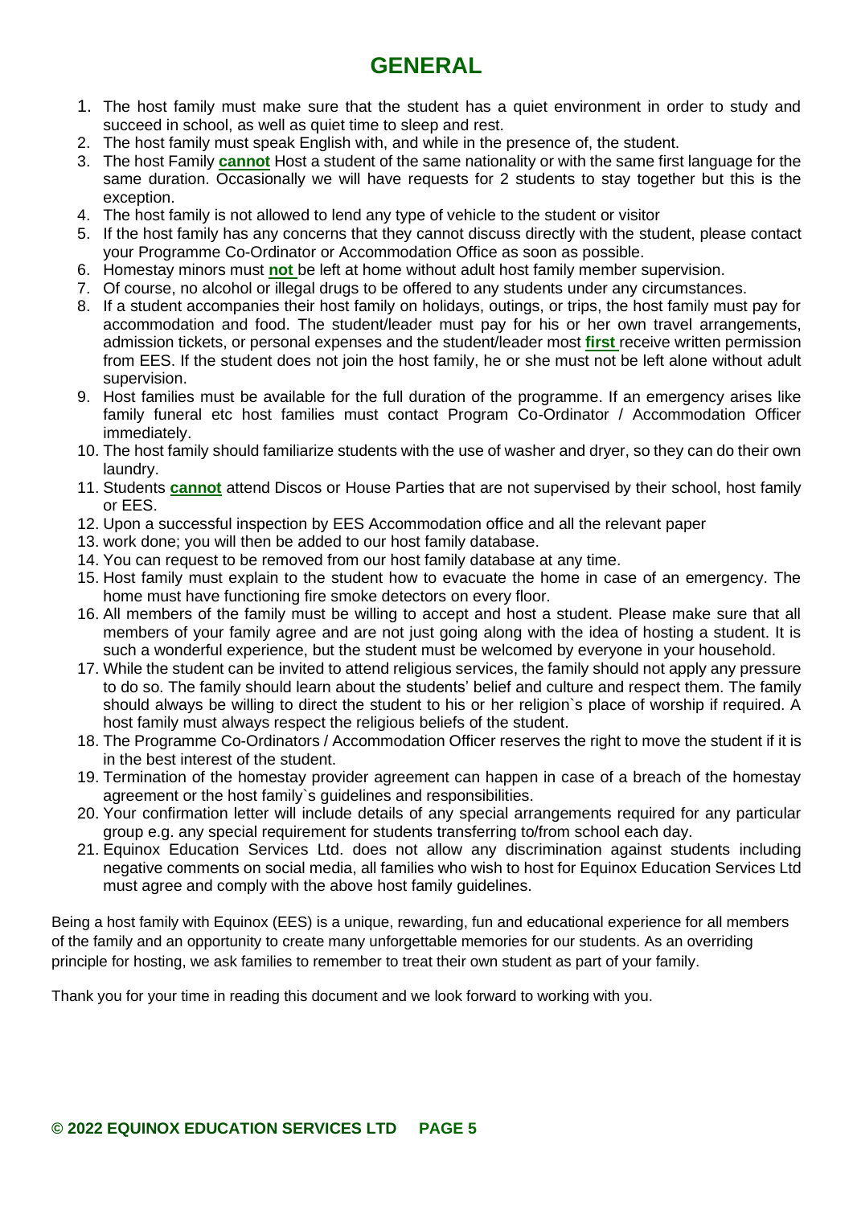# GENERAL

1. The host family must make sure that the student has a quiet environment in order to study and succeed in school, as well as quiet time to sleep and rest.
2. The host family must speak English with, and while in the presence of, the student.
3. The host Family **cannot** Host a student of the same nationality or with the same first language for the same duration. Occasionally we will have requests for 2 students to stay together but this is the exception.
4. The host family is not allowed to lend any type of vehicle to the student or visitor
5. If the host family has any concerns that they cannot discuss directly with the student, please contact your Programme Co-Ordinator or Accommodation Office as soon as possible.
6. Homestay minors must **not** be left at home without adult host family member supervision.
7. Of course, no alcohol or illegal drugs to be offered to any students under any circumstances.
8. If a student accompanies their host family on holidays, outings, or trips, the host family must pay for accommodation and food. The student/leader must pay for his or her own travel arrangements, admission tickets, or personal expenses and the student/leader most **first** receive written permission from EES. If the student does not join the host family, he or she must not be left alone without adult supervision.
9. Host families must be available for the full duration of the programme. If an emergency arises like family funeral etc host families must contact Program Co-Ordinator / Accommodation Officer immediately.
10. The host family should familiarize students with the use of washer and dryer, so they can do their own laundry.
11. Students **cannot** attend Discos or House Parties that are not supervised by their school, host family or EES.
12. Upon a successful inspection by EES Accommodation office and all the relevant paper
13. work done; you will then be added to our host family database.
14. You can request to be removed from our host family database at any time.
15. Host family must explain to the student how to evacuate the home in case of an emergency. The home must have functioning fire smoke detectors on every floor.
16. All members of the family must be willing to accept and host a student. Please make sure that all members of your family agree and are not just going along with the idea of hosting a student. It is such a wonderful experience, but the student must be welcomed by everyone in your household.
17. While the student can be invited to attend religious services, the family should not apply any pressure to do so. The family should learn about the students' belief and culture and respect them. The family should always be willing to direct the student to his or her religion`s place of worship if required. A host family must always respect the religious beliefs of the student.
18. The Programme Co-Ordinators / Accommodation Officer reserves the right to move the student if it is in the best interest of the student.
19. Termination of the homestay provider agreement can happen in case of a breach of the homestay agreement or the host family`s guidelines and responsibilities.
20. Your confirmation letter will include details of any special arrangements required for any particular group e.g. any special requirement for students transferring to/from school each day.
21. Equinox Education Services Ltd. does not allow any discrimination against students including negative comments on social media, all families who wish to host for Equinox Education Services Ltd must agree and comply with the above host family guidelines.

Being a host family with Equinox (EES) is a unique, rewarding, fun and educational experience for all members of the family and an opportunity to create many unforgettable memories for our students. As an overriding principle for hosting, we ask families to remember to treat their own student as part of your family.

Thank you for your time in reading this document and we look forward to working with you.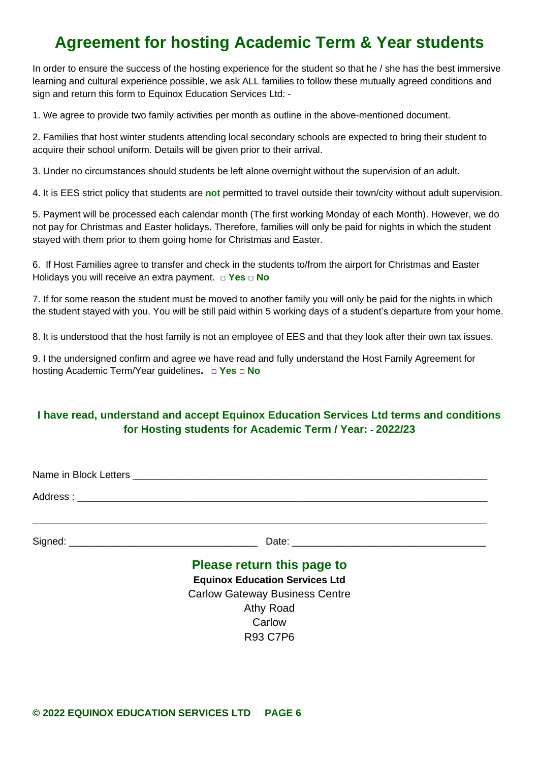# Agreement for hosting Academic Term & Year students

In order to ensure the success of the hosting experience for the student so that he / she has the best immersive learning and cultural experience possible, we ask ALL families to follow these mutually agreed conditions and sign and return this form to Equinox Education Services Ltd: -

1. We agree to provide two family activities per month as outline in the above-mentioned document.

2. Families that host winter students attending local secondary schools are expected to bring their student to acquire their school uniform. Details will be given prior to their arrival.

3. Under no circumstances should students be left alone overnight without the supervision of an adult.

4. It is EES strict policy that students are **not** permitted to travel outside their town/city without adult supervision.

5. Payment will be processed each calendar month (The first working Monday of each Month). However, we do not pay for Christmas and Easter holidays. Therefore, families will only be paid for nights in which the student stayed with them prior to them going home for Christmas and Easter.

6. If Host Families agree to transfer and check in the students to/from the airport for Christmas and Easter Holidays you will receive an extra payment. □ **Yes** □ **No**

7. If for some reason the student must be moved to another family you will only be paid for the nights in which the student stayed with you. You will be still paid within 5 working days of a student's departure from your home.

8. It is understood that the host family is not an employee of EES and that they look after their own tax issues.

9. I the undersigned confirm and agree we have read and fully understand the Host Family Agreement for hosting Academic Term/Year guidelines**.** □ **Yes** □ **No**

**I have read, understand and accept Equinox Education Services Ltd terms and conditions for Hosting students for Academic Term / Year: - 2022/23**

Name in Block Letters ______________________________________________________________

Address : __________________________________________________________________

___________________________________________________________________________

Signed: _________________________________ Date: __________________________________

## Please return this page to

**Equinox Education Services Ltd**
Carlow Gateway Business Centre
Athy Road
Carlow
R93 C7P6

**© 2022 EQUINOX EDUCATION SERVICES LTD**